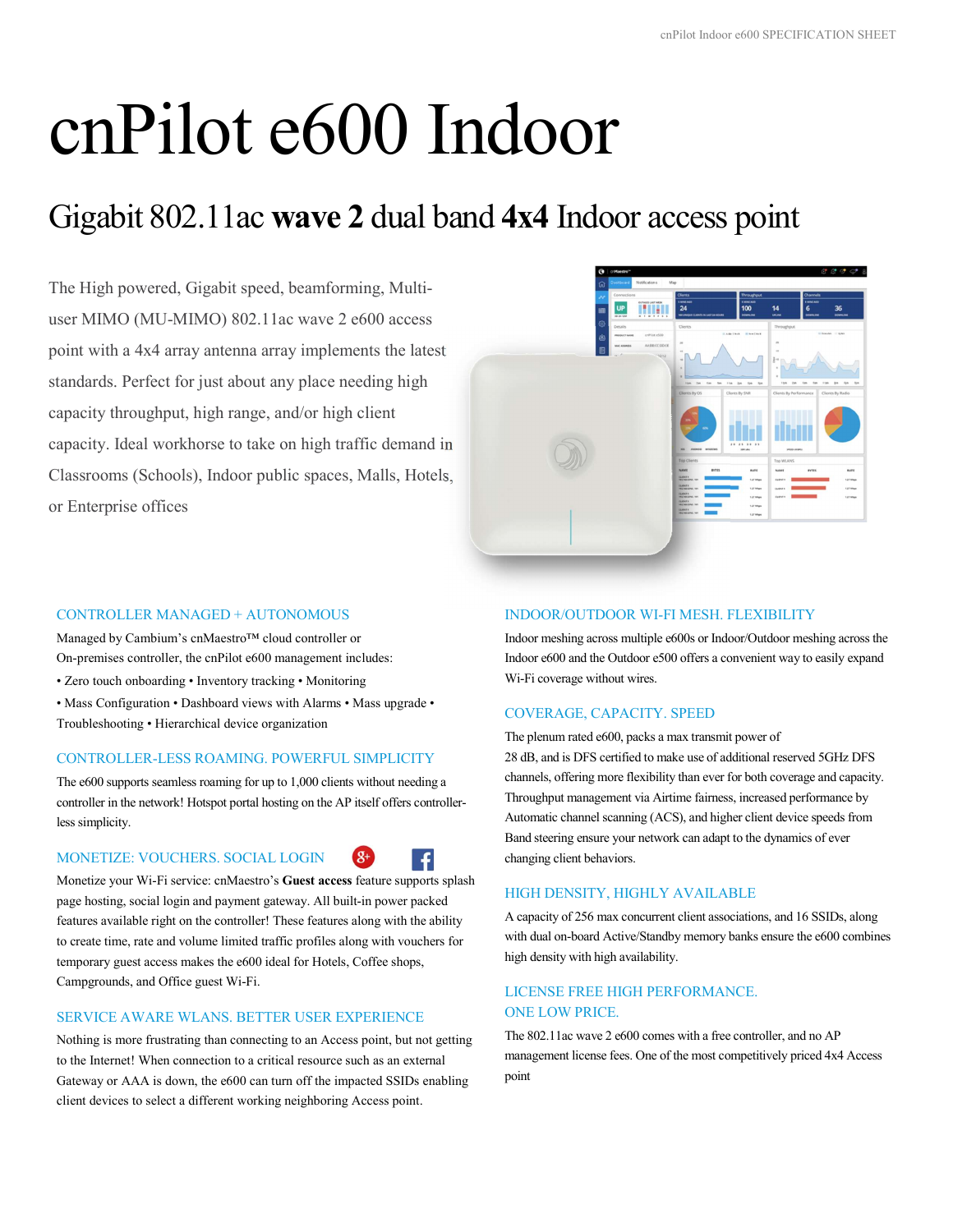# cnPilot e600 Indoor

## Gigabit 802.11ac **wave 2** dual band **4x4** Indoor access point

The High powered, Gigabit speed, beamforming, Multi-user MIMO (MU-MIMO) 802.11ac wave 2 e600 access point with a 4x4 array antenna array implements the latest standards. Perfect for just about any place needing high capacity throughput, high range, and/or high client capacity. Ideal workhorse to take on high traffic demand in Classrooms (Schools), Indoor public spaces, Malls, Hotels, or Enterprise offices

### CONTROLLER MANAGED + AUTONOMOUS

Managed by Cambium's cnMaestro™ cloud controller or On-premises controller, the cnPilot e600 management includes:

• Zero touch onboarding • Inventory tracking • Monitoring • Mass Configuration • Dashboard views with Alarms • Mass upgrade • Troubleshooting • Hierarchical device organization

### CONTROLLER-LESS ROAMING. POWERFUL SIMPLICITY

The e600 supports seamless roaming for up to 1,000 clients without needing a controller in the network! Hotspot portal hosting on the AP itself offers controller-less simplicity.

### MONETIZE: VOUCHERS. SOCIAL LOGIN

Monetize your Wi-Fi service: cnMaestro's **Guest access** feature supports splash page hosting, social login and payment gateway. All built-in power packed features available right on the controller! These features along with the ability to create time, rate and volume limited traffic profiles along with vouchers for temporary guest access makes the e600 ideal for Hotels, Coffee shops, Campgrounds, and Office guest Wi-Fi.

### SERVICE AWARE WLANS. BETTER USER EXPERIENCE

Nothing is more frustrating than connecting to an Access point, but not getting to the Internet! When connection to a critical resource such as an external Gateway or AAA is down, the e600 can turn off the impacted SSIDs enabling client devices to select a different working neighboring Access point.

### INDOOR/OUTDOOR WI-FI MESH. FLEXIBILITY

Indoor meshing across multiple e600s or Indoor/Outdoor meshing across the Indoor e600 and the Outdoor e500 offers a convenient way to easily expand Wi-Fi coverage without wires.

### COVERAGE, CAPACITY. SPEED

The plenum rated e600, packs a max transmit power of 28 dB, and is DFS certified to make use of additional reserved 5GHz DFS channels, offering more flexibility than ever for both coverage and capacity. Throughput management via Airtime fairness, increased performance by Automatic channel scanning (ACS), and higher client device speeds from Band steering ensure your network can adapt to the dynamics of ever changing client behaviors.

### HIGH DENSITY, HIGHLY AVAILABLE

A capacity of 256 max concurrent client associations, and 16 SSIDs, along with dual on-board Active/Standby memory banks ensure the e600 combines high density with high availability.

### LICENSE FREE HIGH PERFORMANCE. ONE LOW PRICE.

The 802.11ac wave 2 e600 comes with a free controller, and no AP management license fees. One of the most competitively priced 4x4 Access point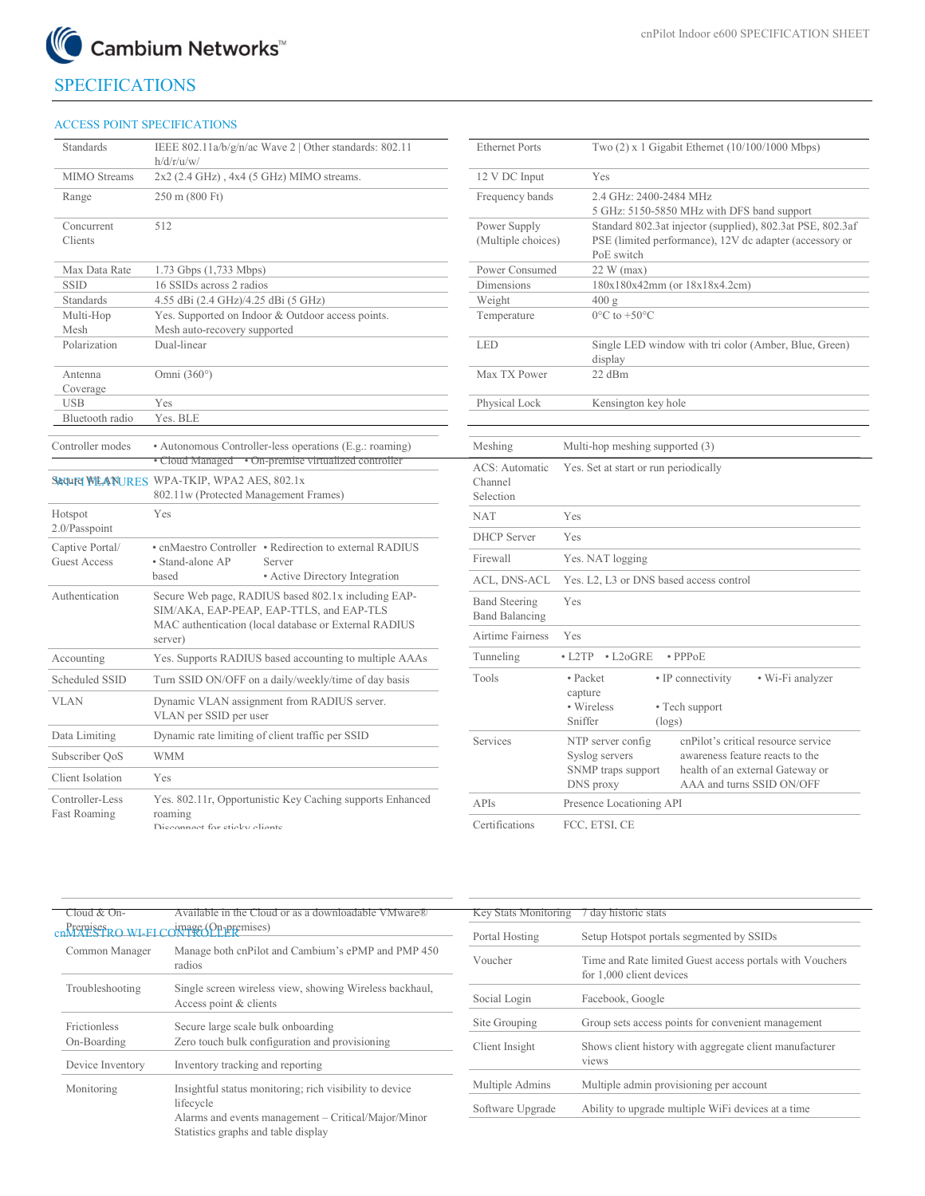# SPECIFICATIONS

## ACCESS POINT SPECIFICATIONS

| | |
|---|---|
| Standards | IEEE 802.11a/b/g/n/ac Wave 2 \| Other standards: 802.11 h/d/r/u/w/ |
| MIMO Streams | 2x2 (2.4 GHz) , 4x4 (5 GHz) MIMO streams. |
| Range | 250 m (800 Ft) |
| Concurrent Clients | 512 |
| Max Data Rate | 1.73 Gbps (1,733 Mbps) |
| SSID | 16 SSIDs across 2 radios |
| Standards | 4.55 dBi (2.4 GHz)/4.25 dBi (5 GHz) |
| Multi-Hop Mesh | Yes. Supported on Indoor & Outdoor access points. Mesh auto-recovery supported |
| Polarization | Dual-linear |
| Antenna Coverage | Omni (360°) |
| USB | Yes |
| Bluetooth radio | Yes. BLE |

| | |
|---|---|
| Ethernet Ports | Two (2) x 1 Gigabit Ethernet (10/100/1000 Mbps) |
| 12 V DC Input | Yes |
| Frequency bands | 2.4 GHz: 2400-2484 MHz<br>5 GHz: 5150-5850 MHz with DFS band support |
| Power Supply (Multiple choices) | Standard 802.3at injector (supplied), 802.3at PSE, 802.3af PSE (limited performance), 12V dc adapter (accessory or PoE switch |
| Power Consumed | 22 W (max) |
| Dimensions | 180x180x42mm (or 18x18x4.2cm) |
| Weight | 400 g |
| Temperature | 0°C to +50°C |
| LED | Single LED window with tri color (Amber, Blue, Green) display |
| Max TX Power | 22 dBm |
| Physical Lock | Kensington key hole |

## WI-FI FEATURES

| | |
|---|---|
| Controller modes | • Autonomous Controller-less operations (E.g.: roaming) • Cloud Managed • On-premise virtualized controller |
| Secure WLAN | WPA-TKIP, WPA2 AES, 802.1x<br>802.11w (Protected Management Frames) |
| Hotspot 2.0/Passpoint | Yes |
| Captive Portal/ Guest Access | • cnMaestro Controller • Stand-alone AP based • Redirection to external RADIUS Server • Active Directory Integration |
| Authentication | Secure Web page, RADIUS based 802.1x including EAP-SIM/AKA, EAP-PEAP, EAP-TTLS, and EAP-TLS<br>MAC authentication (local database or External RADIUS server) |
| Accounting | Yes. Supports RADIUS based accounting to multiple AAAs |
| Scheduled SSID | Turn SSID ON/OFF on a daily/weekly/time of day basis |
| VLAN | Dynamic VLAN assignment from RADIUS server.<br>VLAN per SSID per user |
| Data Limiting | Dynamic rate limiting of client traffic per SSID |
| Subscriber QoS | WMM |
| Client Isolation | Yes |
| Controller-Less Fast Roaming | Yes. 802.11r, Opportunistic Key Caching supports Enhanced roaming<br>Disconnect for sticky clients |

| | |
|---|---|
| Meshing | Multi-hop meshing supported (3) |
| ACS: Automatic Channel Selection | Yes. Set at start or run periodically |
| NAT | Yes |
| DHCP Server | Yes |
| Firewall | Yes. NAT logging |
| ACL, DNS-ACL | Yes. L2, L3 or DNS based access control |
| Band Steering Band Balancing | Yes |
| Airtime Fairness | Yes |
| Tunneling | • L2TP • L2oGRE • PPPoE |
| Tools | • Packet capture • Wireless Sniffer • IP connectivity • Tech support (logs) • Wi-Fi analyzer |
| Services | NTP server config<br>Syslog servers<br>SNMP traps support<br>DNS proxy<br>cnPilot's critical resource service awareness feature reacts to the health of an external Gateway or AAA and turns SSID ON/OFF |
| APIs | Presence Locationing API |
| Certifications | FCC, ETSI, CE |

## cnMAESTRO WI-FI CONTROLLER

| | |
|---|---|
| Cloud & On-Premises | Available in the Cloud or as a downloadable VMware® image (On-premises) |
| Common Manager | Manage both cnPilot and Cambium's ePMP and PMP 450 radios |
| Troubleshooting | Single screen wireless view, showing Wireless backhaul, Access point & clients |
| Frictionless On-Boarding | Secure large scale bulk onboarding<br>Zero touch bulk configuration and provisioning |
| Device Inventory | Inventory tracking and reporting |
| Monitoring | Insightful status monitoring; rich visibility to device lifecycle<br>Alarms and events management – Critical/Major/Minor<br>Statistics graphs and table display |

| | |
|---|---|
| Key Stats Monitoring | 7 day historic stats |
| Portal Hosting | Setup Hotspot portals segmented by SSIDs |
| Voucher | Time and Rate limited Guest access portals with Vouchers for 1,000 client devices |
| Social Login | Facebook, Google |
| Site Grouping | Group sets access points for convenient management |
| Client Insight | Shows client history with aggregate client manufacturer views |
| Multiple Admins | Multiple admin provisioning per account |
| Software Upgrade | Ability to upgrade multiple WiFi devices at a time |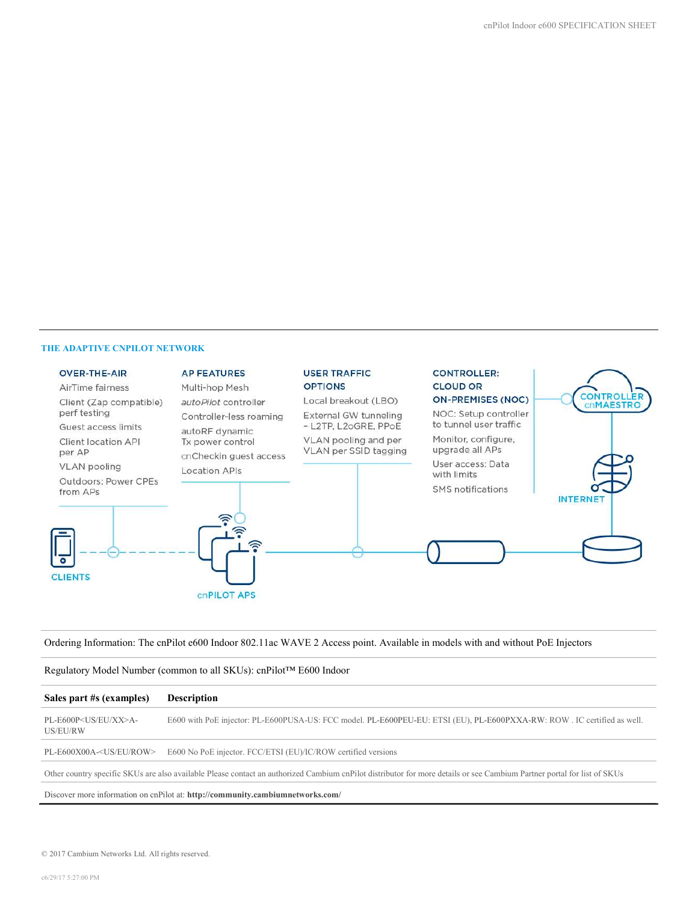## THE ADAPTIVE CNPILOT NETWORK

OVER-THE-AIR
AirTime fairness
Client (Zap compatible) perf testing
Guest access limits
Client location API per AP
VLAN pooling
Outdoors: Power CPEs from APs

AP FEATURES
Multi-hop Mesh
*autoPilot* controller
Controller-less roaming
autoRF dynamic Tx power control
cnCheckin guest access
Location APIs

USER TRAFFIC OPTIONS
Local breakout (LBO)
External GW tunneling – L2TP, L2oGRE, PPoE
VLAN pooling and per VLAN per SSID tagging

CONTROLLER: CLOUD OR ON-PREMISES (NOC)
NOC: Setup controller to tunnel user traffic
Monitor, configure, upgrade all APs
User access: Data with limits
SMS notifications

CONTROLLER cnMAESTRO

INTERNET

CLIENTS

cnPILOT APS

| | |
|---|---|
| Ordering Information: The cnPilot e600 Indoor 802.11ac WAVE 2 Access point. Available in models with and without PoE Injectors | |
| Regulatory Model Number (common to all SKUs): cnPilot™ E600 Indoor | |
| **Sales part #s (examples)** | **Description** |
| PL-E600P<US/EU/XX>A-US/EU/RW | E600 with PoE injector: PL-E600PUSA-US: FCC model. PL-E600PEU-EU: ETSI (EU), PL-E600PXXA-RW: ROW . IC certified as well. |
| PL-E600X00A-<US/EU/ROW> | E600 No PoE injector. FCC/ETSI (EU)/IC/ROW certified versions |
| Other country specific SKUs are also available Please contact an authorized Cambium cnPilot distributor for more details or see Cambium Partner portal for list of SKUs | |
| Discover more information on cnPilot at: **http://community.cambiumnetworks.com/** | |

© 2017 Cambium Networks Ltd. All rights reserved.